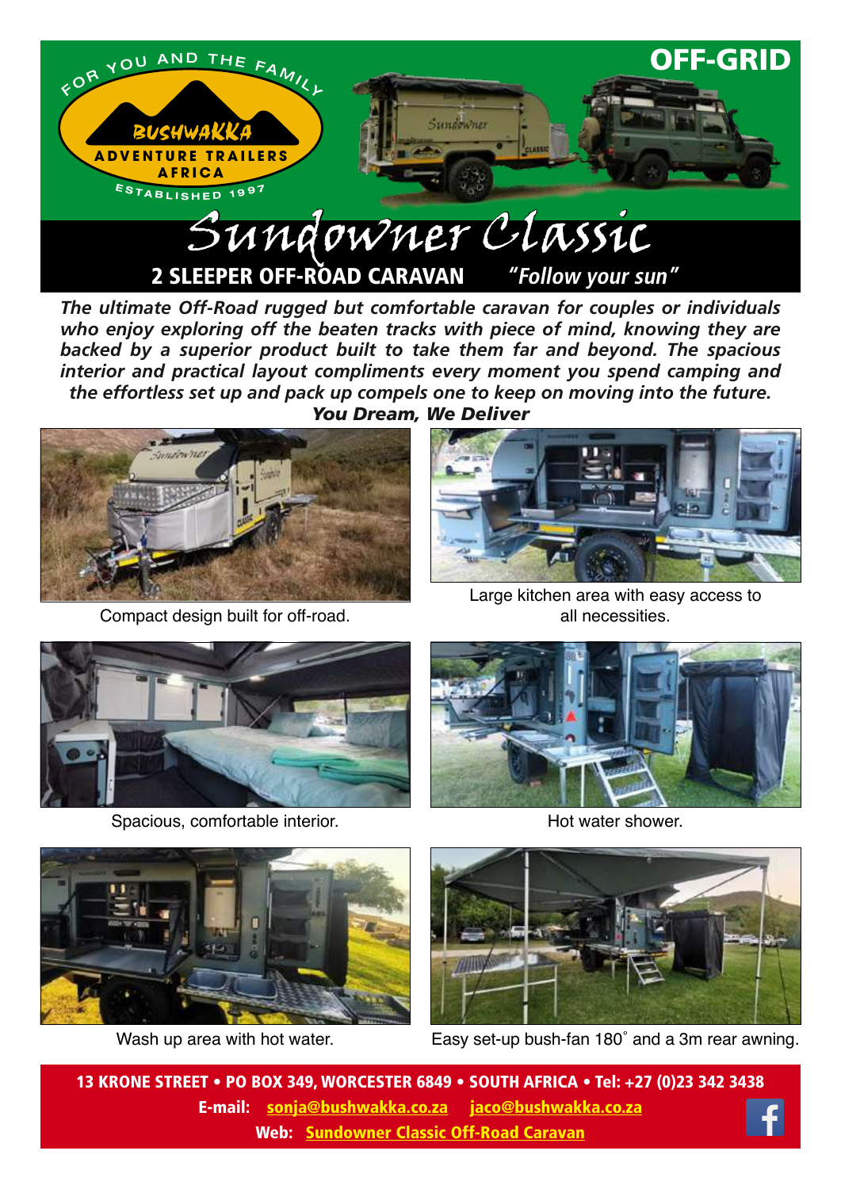FOR YOU AND THE FAMILY

BUSHWAKKA ADVENTURE TRAILERS AFRICA

ESTABLISHED 1997

**OFF-GRID**

# Sundowner Classic

## 2 SLEEPER OFF-ROAD CARAVAN *"Follow your sun"*

***The ultimate Off-Road rugged but comfortable caravan for couples or individuals who enjoy exploring off the beaten tracks with piece of mind, knowing they are backed by a superior product built to take them far and beyond. The spacious interior and practical layout compliments every moment you spend camping and the effortless set up and pack up compels one to keep on moving into the future.***

***You Dream, We Deliver***

Compact design built for off-road.

Large kitchen area with easy access to all necessities.

Spacious, comfortable interior.

Hot water shower.

Wash up area with hot water.

Easy set-up bush-fan 180˚ and a 3m rear awning.

**13 KRONE STREET • PO BOX 349, WORCESTER 6849 • SOUTH AFRICA • Tel: +27 (0)23 342 3438**

**E-mail: sonja@bushwakka.co.za jaco@bushwakka.co.za**

**Web: Sundowner Classic Off-Road Caravan**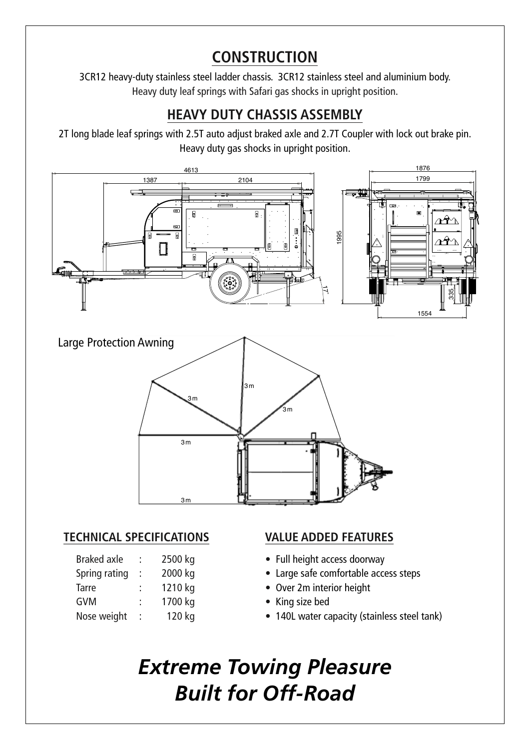## CONSTRUCTION

3CR12 heavy-duty stainless steel ladder chassis. 3CR12 stainless steel and aluminium body.
Heavy duty leaf springs with Safari gas shocks in upright position.

## HEAVY DUTY CHASSIS ASSEMBLY

2T long blade leaf springs with 2.5T auto adjust braked axle and 2.7T Coupler with lock out brake pin.
Heavy duty gas shocks in upright position.

4613
1387
2104
17°
1876
1799
1995
335
1554

Large Protection Awning

3m
3m
3m
3m
3m

### TECHNICAL SPECIFICATIONS

| | | |
|---|---|---|
| Braked axle | : | 2500 kg |
| Spring rating | : | 2000 kg |
| Tarre | : | 1210 kg |
| GVM | : | 1700 kg |
| Nose weight | : | 120 kg |

### VALUE ADDED FEATURES

- Full height access doorway
- Large safe comfortable access steps
- Over 2m interior height
- King size bed
- 140L water capacity (stainless steel tank)

# *Extreme Towing Pleasure*
# *Built for Off-Road*